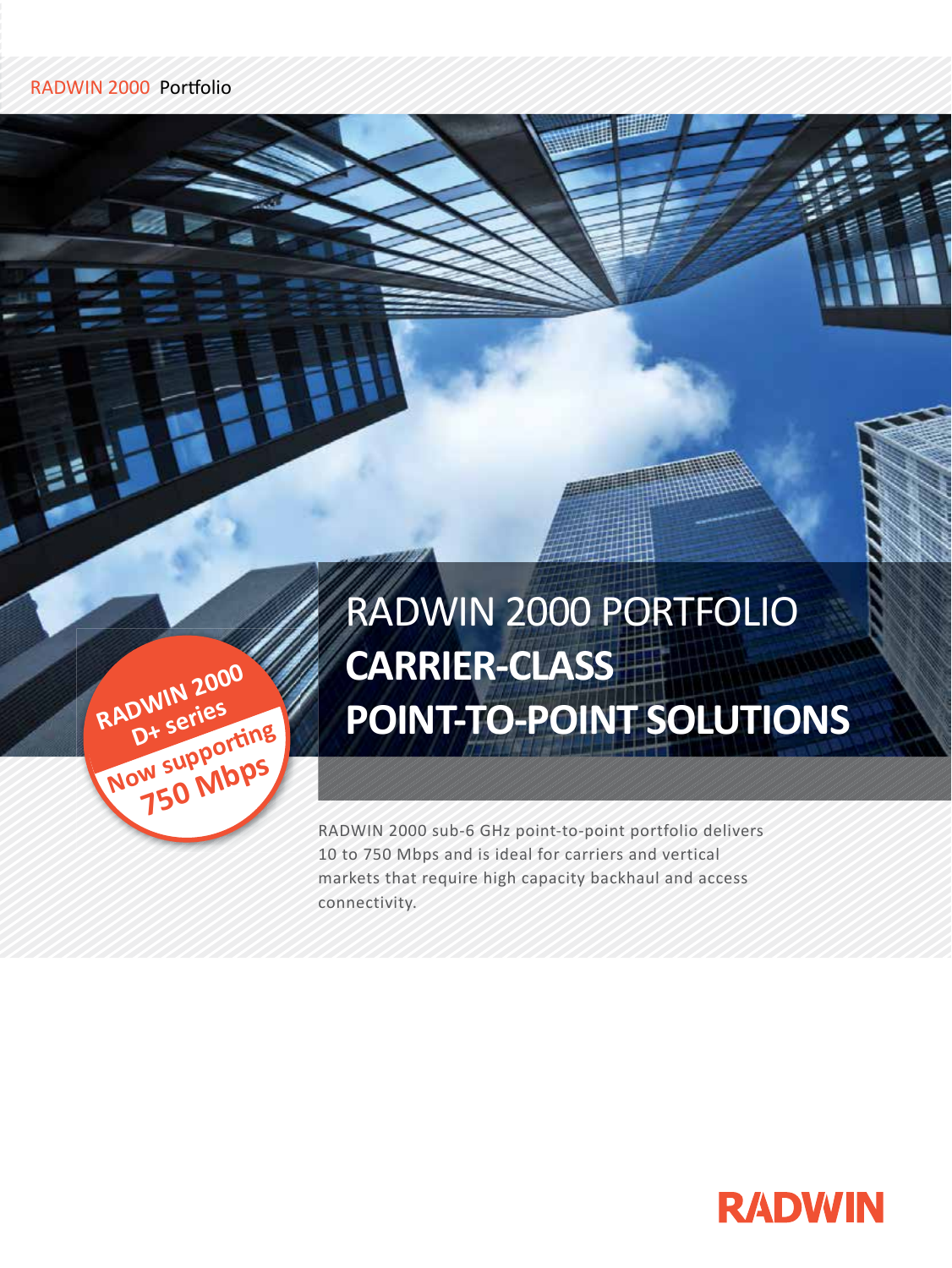RADWIN 2000 Portfolio

# RADWIN 2000 PORTFOLIO
# CARRIER-CLASS POINT-TO-POINT SOLUTIONS

**RADWIN 2000 D+ series**
**Now supporting 750 Mbps**

RADWIN 2000 sub-6 GHz point-to-point portfolio delivers 10 to 750 Mbps and is ideal for carriers and vertical markets that require high capacity backhaul and access connectivity.

RADWIN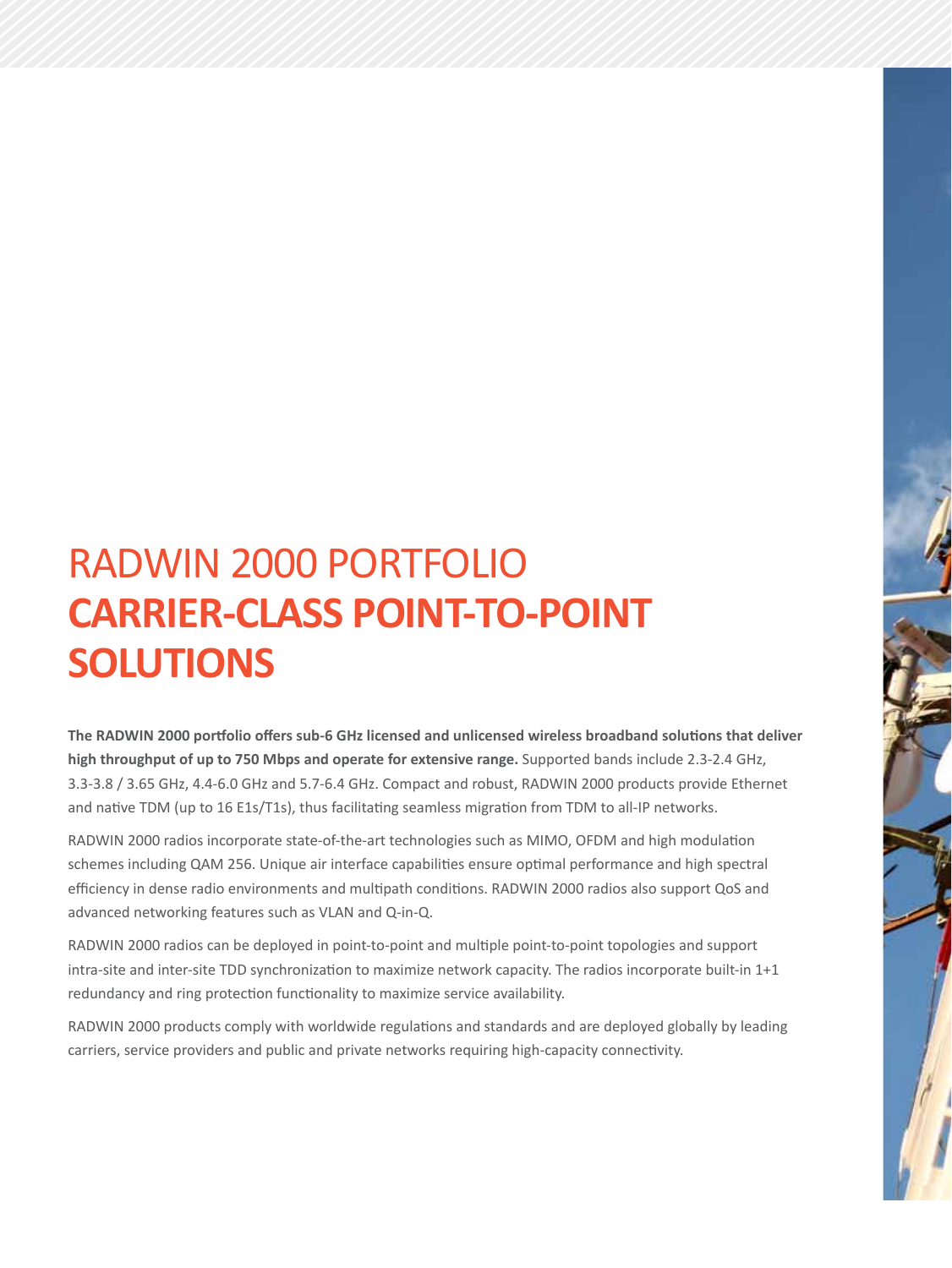# RADWIN 2000 PORTFOLIO
# **CARRIER-CLASS POINT-TO-POINT SOLUTIONS**

**The RADWIN 2000 portfolio offers sub-6 GHz licensed and unlicensed wireless broadband solutions that deliver high throughput of up to 750 Mbps and operate for extensive range.** Supported bands include 2.3-2.4 GHz, 3.3-3.8 / 3.65 GHz, 4.4-6.0 GHz and 5.7-6.4 GHz. Compact and robust, RADWIN 2000 products provide Ethernet and native TDM (up to 16 E1s/T1s), thus facilitating seamless migration from TDM to all-IP networks.

RADWIN 2000 radios incorporate state-of-the-art technologies such as MIMO, OFDM and high modulation schemes including QAM 256. Unique air interface capabilities ensure optimal performance and high spectral efficiency in dense radio environments and multipath conditions. RADWIN 2000 radios also support QoS and advanced networking features such as VLAN and Q-in-Q.

RADWIN 2000 radios can be deployed in point-to-point and multiple point-to-point topologies and support intra-site and inter-site TDD synchronization to maximize network capacity. The radios incorporate built-in 1+1 redundancy and ring protection functionality to maximize service availability.

RADWIN 2000 products comply with worldwide regulations and standards and are deployed globally by leading carriers, service providers and public and private networks requiring high-capacity connectivity.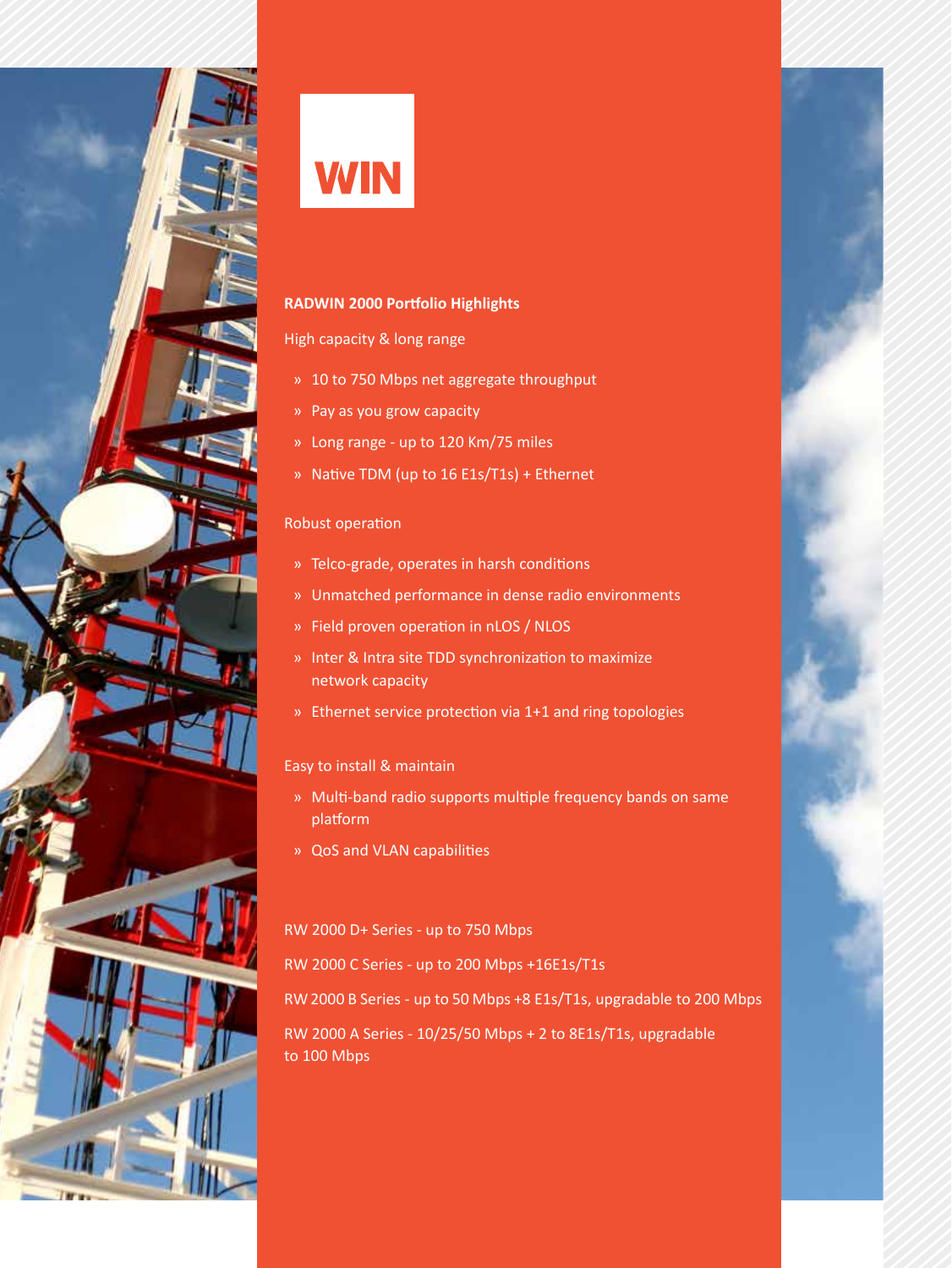WIN

**RADWIN 2000 Portfolio Highlights**

High capacity & long range

- 10 to 750 Mbps net aggregate throughput
- Pay as you grow capacity
- Long range - up to 120 Km/75 miles
- Native TDM (up to 16 E1s/T1s) + Ethernet

Robust operation

- Telco-grade, operates in harsh conditions
- Unmatched performance in dense radio environments
- Field proven operation in nLOS / NLOS
- Inter & Intra site TDD synchronization to maximize network capacity
- Ethernet service protection via 1+1 and ring topologies

Easy to install & maintain

- Multi-band radio supports multiple frequency bands on same platform
- QoS and VLAN capabilities

RW 2000 D+ Series - up to 750 Mbps

RW 2000 C Series - up to 200 Mbps +16E1s/T1s

RW 2000 B Series - up to 50 Mbps +8 E1s/T1s, upgradable to 200 Mbps

RW 2000 A Series - 10/25/50 Mbps + 2 to 8E1s/T1s, upgradable to 100 Mbps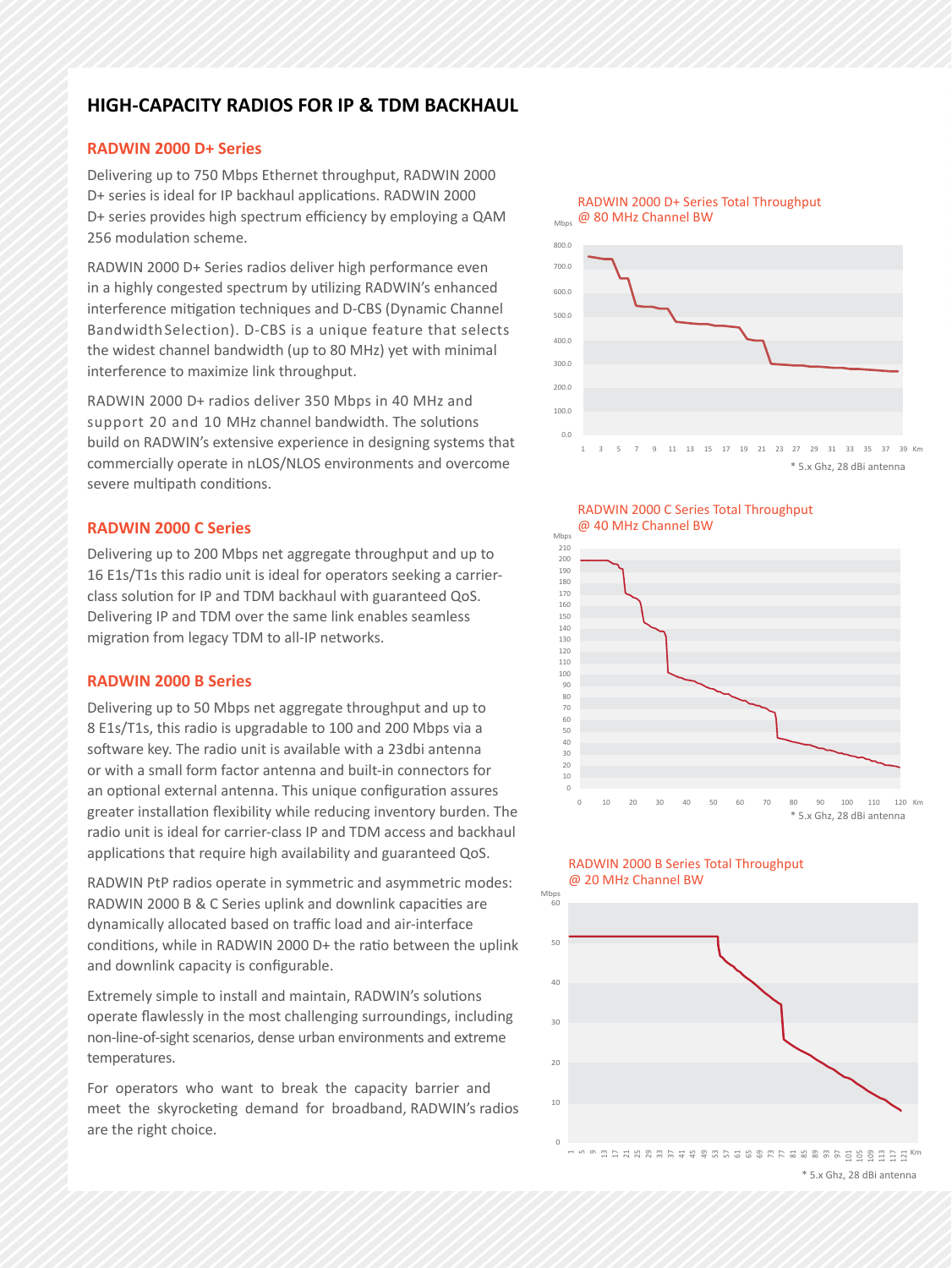## HIGH-CAPACITY RADIOS FOR IP & TDM BACKHAUL

### RADWIN 2000 D+ Series

Delivering up to 750 Mbps Ethernet throughput, RADWIN 2000 D+ series is ideal for IP backhaul applications. RADWIN 2000 D+ series provides high spectrum efficiency by employing a QAM 256 modulation scheme.

RADWIN 2000 D+ Series radios deliver high performance even in a highly congested spectrum by utilizing RADWIN's enhanced interference mitigation techniques and D-CBS (Dynamic Channel Bandwidth Selection). D-CBS is a unique feature that selects the widest channel bandwidth (up to 80 MHz) yet with minimal interference to maximize link throughput.

RADWIN 2000 D+ radios deliver 350 Mbps in 40 MHz and support 20 and 10 MHz channel bandwidth. The solutions build on RADWIN's extensive experience in designing systems that commercially operate in nLOS/NLOS environments and overcome severe multipath conditions.

### RADWIN 2000 C Series

Delivering up to 200 Mbps net aggregate throughput and up to 16 E1s/T1s this radio unit is ideal for operators seeking a carrier-class solution for IP and TDM backhaul with guaranteed QoS. Delivering IP and TDM over the same link enables seamless migration from legacy TDM to all-IP networks.

### RADWIN 2000 B Series

Delivering up to 50 Mbps net aggregate throughput and up to 8 E1s/T1s, this radio is upgradable to 100 and 200 Mbps via a software key. The radio unit is available with a 23dbi antenna or with a small form factor antenna and built-in connectors for an optional external antenna. This unique configuration assures greater installation flexibility while reducing inventory burden. The radio unit is ideal for carrier-class IP and TDM access and backhaul applications that require high availability and guaranteed QoS.

RADWIN PtP radios operate in symmetric and asymmetric modes: RADWIN 2000 B & C Series uplink and downlink capacities are dynamically allocated based on traffic load and air-interface conditions, while in RADWIN 2000 D+ the ratio between the uplink and downlink capacity is configurable.

Extremely simple to install and maintain, RADWIN's solutions operate flawlessly in the most challenging surroundings, including non-line-of-sight scenarios, dense urban environments and extreme temperatures.

For operators who want to break the capacity barrier and meet the skyrocketing demand for broadband, RADWIN's radios are the right choice.

RADWIN 2000 D+ Series Total Throughput @ 80 MHz Channel BW

* 5.x Ghz, 28 dBi antenna

RADWIN 2000 C Series Total Throughput @ 40 MHz Channel BW

* 5.x Ghz, 28 dBi antenna

RADWIN 2000 B Series Total Throughput @ 20 MHz Channel BW

* 5.x Ghz, 28 dBi antenna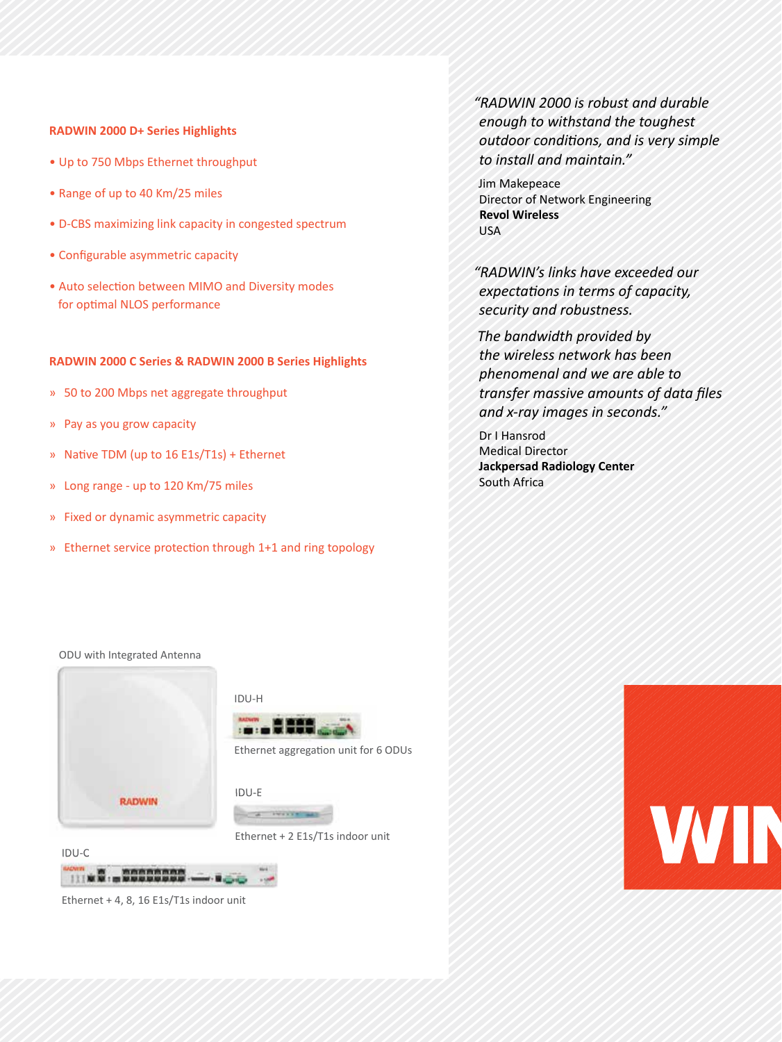## RADWIN 2000 D+ Series Highlights

- Up to 750 Mbps Ethernet throughput
- Range of up to 40 Km/25 miles
- D-CBS maximizing link capacity in congested spectrum
- Configurable asymmetric capacity
- Auto selection between MIMO and Diversity modes for optimal NLOS performance

## RADWIN 2000 C Series & RADWIN 2000 B Series Highlights

- 50 to 200 Mbps net aggregate throughput
- Pay as you grow capacity
- Native TDM (up to 16 E1s/T1s) + Ethernet
- Long range - up to 120 Km/75 miles
- Fixed or dynamic asymmetric capacity
- Ethernet service protection through 1+1 and ring topology

ODU with Integrated Antenna

IDU-H

Ethernet aggregation unit for 6 ODUs

IDU-E

Ethernet + 2 E1s/T1s indoor unit

IDU-C

Ethernet + 4, 8, 16 E1s/T1s indoor unit

*"RADWIN 2000 is robust and durable enough to withstand the toughest outdoor conditions, and is very simple to install and maintain."*

Jim Makepeace
Director of Network Engineering
**Revol Wireless**
USA

*"RADWIN's links have exceeded our expectations in terms of capacity, security and robustness.*

*The bandwidth provided by the wireless network has been phenomenal and we are able to transfer massive amounts of data files and x-ray images in seconds."*

Dr I Hansrod
Medical Director
**Jackpersad Radiology Center**
South Africa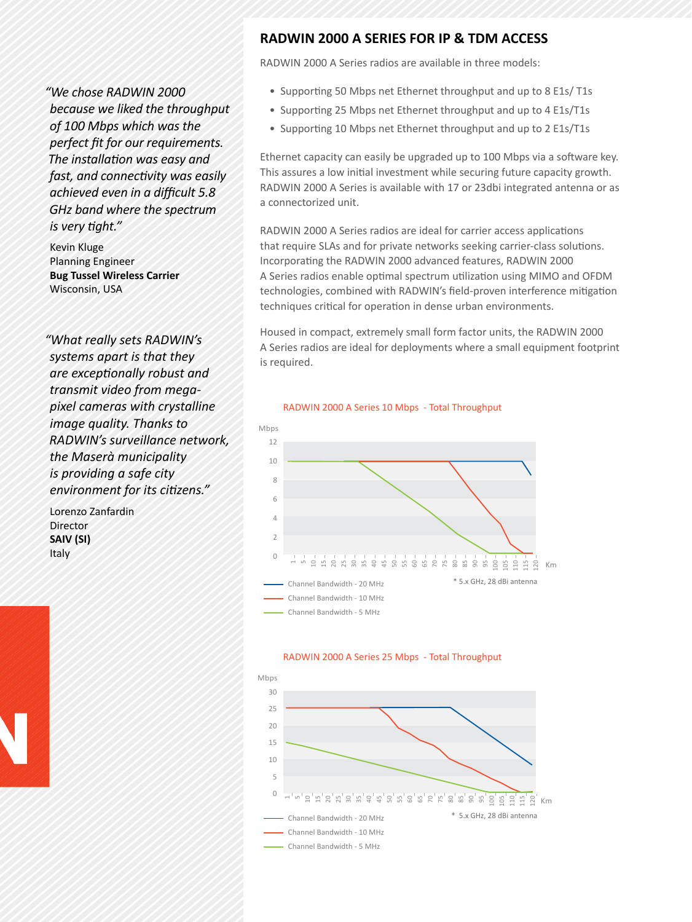> *"We chose RADWIN 2000 because we liked the throughput of 100 Mbps which was the perfect fit for our requirements. The installation was easy and fast, and connectivity was easily achieved even in a difficult 5.8 GHz band where the spectrum is very tight."*
>
> Kevin Kluge
> Planning Engineer
> **Bug Tussel Wireless Carrier**
> Wisconsin, USA

> *"What really sets RADWIN's systems apart is that they are exceptionally robust and transmit video from mega-pixel cameras with crystalline image quality. Thanks to RADWIN's surveillance network, the Maserà municipality is providing a safe city environment for its citizens."*
>
> Lorenzo Zanfardin
> Director
> **SAIV (SI)**
> Italy

## RADWIN 2000 A SERIES FOR IP & TDM ACCESS

RADWIN 2000 A Series radios are available in three models:

- Supporting 50 Mbps net Ethernet throughput and up to 8 E1s/ T1s
- Supporting 25 Mbps net Ethernet throughput and up to 4 E1s/T1s
- Supporting 10 Mbps net Ethernet throughput and up to 2 E1s/T1s

Ethernet capacity can easily be upgraded up to 100 Mbps via a software key. This assures a low initial investment while securing future capacity growth. RADWIN 2000 A Series is available with 17 or 23dbi integrated antenna or as a connectorized unit.

RADWIN 2000 A Series radios are ideal for carrier access applications that require SLAs and for private networks seeking carrier-class solutions. Incorporating the RADWIN 2000 advanced features, RADWIN 2000 A Series radios enable optimal spectrum utilization using MIMO and OFDM technologies, combined with RADWIN's field-proven interference mitigation techniques critical for operation in dense urban environments.

Housed in compact, extremely small form factor units, the RADWIN 2000 A Series radios are ideal for deployments where a small equipment footprint is required.

RADWIN 2000 A Series 10 Mbps - Total Throughput

(Chart: Mbps 0–12 vs. Km 1–120)

- Channel Bandwidth - 20 MHz
- Channel Bandwidth - 10 MHz
- Channel Bandwidth - 5 MHz

\* 5.x GHz, 28 dBi antenna

RADWIN 2000 A Series 25 Mbps - Total Throughput

(Chart: Mbps 0–30 vs. Km 1–120)

- Channel Bandwidth - 20 MHz
- Channel Bandwidth - 10 MHz
- Channel Bandwidth - 5 MHz

\* 5.x GHz, 28 dBi antenna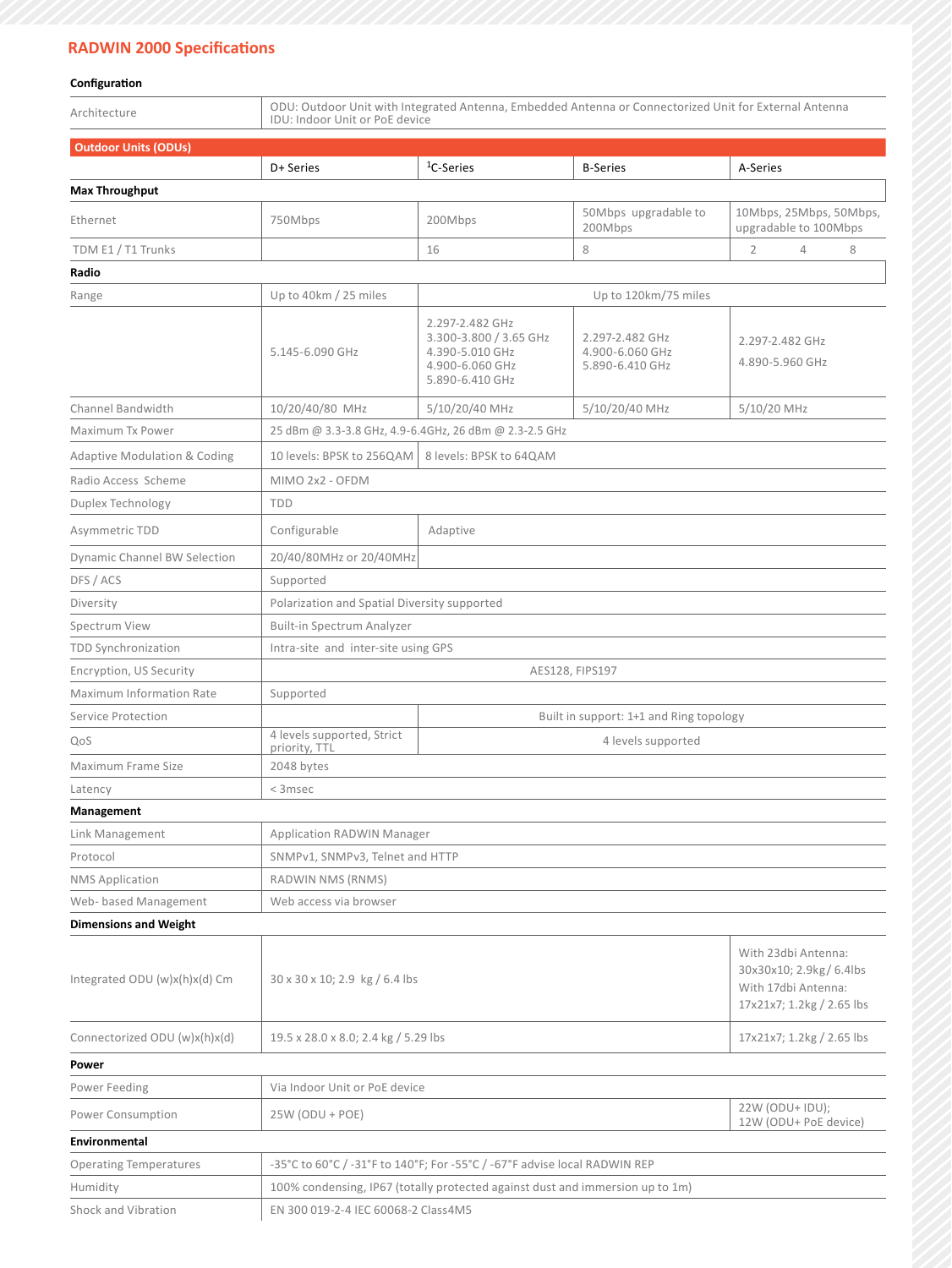## RADWIN 2000 Specifications

| **Configuration** | | | | |
|---|---|---|---|---|
| Architecture | ODU: Outdoor Unit with Integrated Antenna, Embedded Antenna or Connectorized Unit for External Antenna<br>IDU: Indoor Unit or PoE device | | | |
| **Outdoor Units (ODUs)** | | | | |
| | D+ Series | [1]C-Series | B-Series | A-Series |
| **Max Throughput** | | | | |
| Ethernet | 750Mbps | 200Mbps | 50Mbps upgradable to 200Mbps | 10Mbps, 25Mbps, 50Mbps, upgradable to 100Mbps |
| TDM E1 / T1 Trunks | | 16 | 8 | 2 4 8 |
| **Radio** | | | | |
| Range | Up to 40km / 25 miles | Up to 120km/75 miles | | |
| | 5.145-6.090 GHz | 2.297-2.482 GHz<br>3.300-3.800 / 3.65 GHz<br>4.390-5.010 GHz<br>4.900-6.060 GHz<br>5.890-6.410 GHz | 2.297-2.482 GHz<br>4.900-6.060 GHz<br>5.890-6.410 GHz | 2.297-2.482 GHz<br>4.890-5.960 GHz |
| Channel Bandwidth | 10/20/40/80 MHz | 5/10/20/40 MHz | 5/10/20/40 MHz | 5/10/20 MHz |
| Maximum Tx Power | 25 dBm @ 3.3-3.8 GHz, 4.9-6.4GHz, 26 dBm @ 2.3-2.5 GHz | | | |
| Adaptive Modulation & Coding | 10 levels: BPSK to 256QAM | 8 levels: BPSK to 64QAM | | |
| Radio Access Scheme | MIMO 2x2 - OFDM | | | |
| Duplex Technology | TDD | | | |
| Asymmetric TDD | Configurable | Adaptive | | |
| Dynamic Channel BW Selection | 20/40/80MHz or 20/40MHz | | | |
| DFS / ACS | Supported | | | |
| Diversity | Polarization and Spatial Diversity supported | | | |
| Spectrum View | Built-in Spectrum Analyzer | | | |
| TDD Synchronization | Intra-site and inter-site using GPS | | | |
| Encryption, US Security | AES128, FIPS197 | | | |
| Maximum Information Rate | Supported | | | |
| Service Protection | | Built in support: 1+1 and Ring topology | | |
| QoS | 4 levels supported, Strict priority, TTL | 4 levels supported | | |
| Maximum Frame Size | 2048 bytes | | | |
| Latency | < 3msec | | | |
| **Management** | | | | |
| Link Management | Application RADWIN Manager | | | |
| Protocol | SNMPv1, SNMPv3, Telnet and HTTP | | | |
| NMS Application | RADWIN NMS (RNMS) | | | |
| Web- based Management | Web access via browser | | | |
| **Dimensions and Weight** | | | | |
| Integrated ODU (w)x(h)x(d) Cm | 30 x 30 x 10; 2.9 kg / 6.4 lbs | | | With 23dbi Antenna: 30x30x10; 2.9kg / 6.4lbs<br>With 17dbi Antenna: 17x21x7; 1.2kg / 2.65 lbs |
| Connectorized ODU (w)x(h)x(d) | 19.5 x 28.0 x 8.0; 2.4 kg / 5.29 lbs | | | 17x21x7; 1.2kg / 2.65 lbs |
| **Power** | | | | |
| Power Feeding | Via Indoor Unit or PoE device | | | |
| Power Consumption | 25W (ODU + POE) | | | 22W (ODU+ IDU);<br>12W (ODU+ PoE device) |
| **Environmental** | | | | |
| Operating Temperatures | -35°C to 60°C / -31°F to 140°F; For -55°C / -67°F advise local RADWIN REP | | | |
| Humidity | 100% condensing, IP67 (totally protected against dust and immersion up to 1m) | | | |
| Shock and Vibration | EN 300 019-2-4 IEC 60068-2 Class4M5 | | | |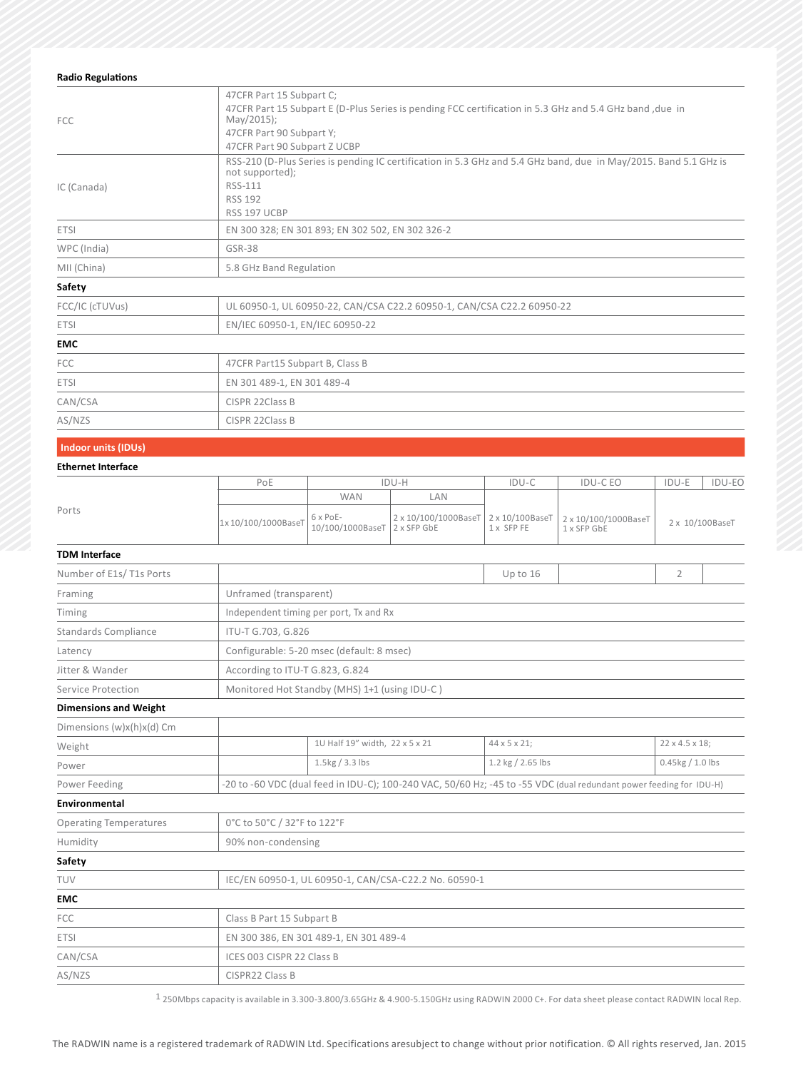### Radio Regulations

| | |
|---|---|
| FCC | 47CFR Part 15 Subpart C;<br>47CFR Part 15 Subpart E (D-Plus Series is pending FCC certification in 5.3 GHz and 5.4 GHz band ,due in May/2015);<br>47CFR Part 90 Subpart Y;<br>47CFR Part 90 Subpart Z UCBP |
| IC (Canada) | RSS-210 (D-Plus Series is pending IC certification in 5.3 GHz and 5.4 GHz band, due in May/2015. Band 5.1 GHz is not supported);<br>RSS-111<br>RSS 192<br>RSS 197 UCBP |
| ETSI | EN 300 328; EN 301 893; EN 302 502, EN 302 326-2 |
| WPC (India) | GSR-38 |
| MII (China) | 5.8 GHz Band Regulation |

### Safety

| | |
|---|---|
| FCC/IC (cTUVus) | UL 60950-1, UL 60950-22, CAN/CSA C22.2 60950-1, CAN/CSA C22.2 60950-22 |
| ETSI | EN/IEC 60950-1, EN/IEC 60950-22 |

### EMC

| | |
|---|---|
| FCC | 47CFR Part15 Subpart B, Class B |
| ETSI | EN 301 489-1, EN 301 489-4 |
| CAN/CSA | CISPR 22Class B |
| AS/NZS | CISPR 22Class B |

## Indoor units (IDUs)

### Ethernet Interface

| | PoE | IDU-H | | IDU-C | IDU-C EO | IDU-E | IDU-EO |
|---|---|---|---|---|---|---|---|
| | | WAN | LAN | | | | |
| Ports | 1x 10/100/1000BaseT | 6 x PoE-10/100/1000BaseT | 2 x 10/100/1000BaseT<br>2 x SFP GbE | 2 x 10/100BaseT<br>1 x SFP FE | 2 x 10/100/1000BaseT<br>1 x SFP GbE | 2 x 10/100BaseT | |

### TDM Interface

| | | | | |
|---|---|---|---|---|
| Number of E1s/ T1s Ports | | Up to 16 | | 2 |
| Framing | Unframed (transparent) | | | |
| Timing | Independent timing per port, Tx and Rx | | | |
| Standards Compliance | ITU-T G.703, G.826 | | | |
| Latency | Configurable: 5-20 msec (default: 8 msec) | | | |
| Jitter & Wander | According to ITU-T G.823, G.824 | | | |
| Service Protection | Monitored Hot Standby (MHS) 1+1 (using IDU-C ) | | | |

### Dimensions and Weight

| | | | | |
|---|---|---|---|---|
| Dimensions (w)x(h)x(d) Cm | | | | |
| Weight | | 1U Half 19" width, 22 x 5 x 21 | 44 x 5 x 21; | 22 x 4.5 x 18; |
| Power | | 1.5kg / 3.3 lbs | 1.2 kg / 2.65 lbs | 0.45kg / 1.0 lbs |
| Power Feeding | -20 to -60 VDC (dual feed in IDU-C); 100-240 VAC, 50/60 Hz; -45 to -55 VDC (dual redundant power feeding for IDU-H) | | | |

### Environmental

| | |
|---|---|
| Operating Temperatures | 0°C to 50°C / 32°F to 122°F |
| Humidity | 90% non-condensing |

### Safety

| | |
|---|---|
| TUV | IEC/EN 60950-1, UL 60950-1, CAN/CSA-C22.2 No. 60590-1 |

### EMC

| | |
|---|---|
| FCC | Class B Part 15 Subpart B |
| ETSI | EN 300 386, EN 301 489-1, EN 301 489-4 |
| CAN/CSA | ICES 003 CISPR 22 Class B |
| AS/NZS | CISPR22 Class B |

[1] 250Mbps capacity is available in 3.300-3.800/3.65GHz & 4.900-5.150GHz using RADWIN 2000 C+. For data sheet please contact RADWIN local Rep.

The RADWIN name is a registered trademark of RADWIN Ltd. Specifications aresubject to change without prior notification. © All rights reserved, Jan. 2015